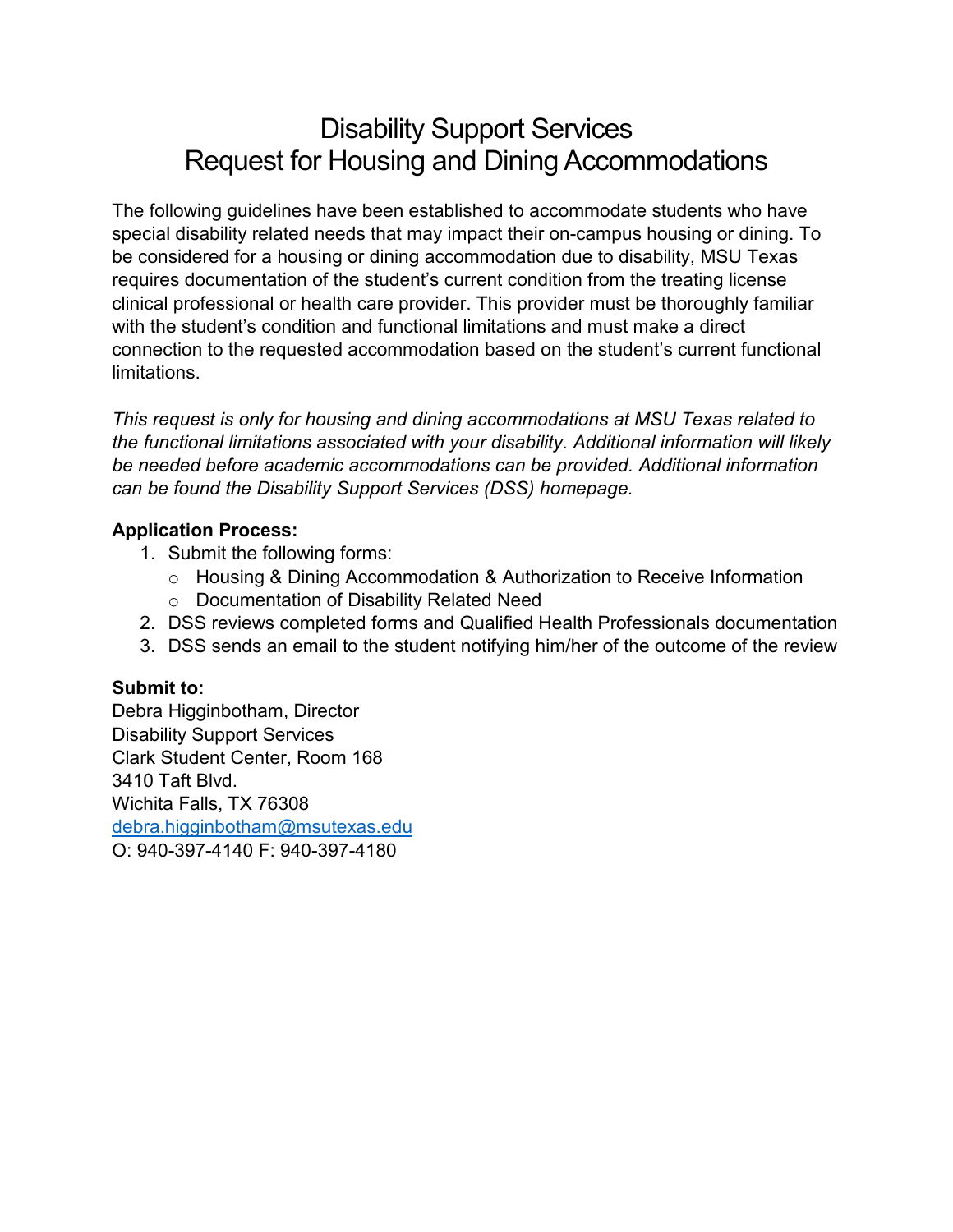# Disability Support Services
# Request for Housing and Dining Accommodations

The following guidelines have been established to accommodate students who have special disability related needs that may impact their on-campus housing or dining. To be considered for a housing or dining accommodation due to disability, MSU Texas requires documentation of the student's current condition from the treating license clinical professional or health care provider. This provider must be thoroughly familiar with the student's condition and functional limitations and must make a direct connection to the requested accommodation based on the student's current functional limitations.

*This request is only for housing and dining accommodations at MSU Texas related to the functional limitations associated with your disability. Additional information will likely be needed before academic accommodations can be provided. Additional information can be found the Disability Support Services (DSS) homepage.*

**Application Process:**

1. Submit the following forms:
   - Housing & Dining Accommodation & Authorization to Receive Information
   - Documentation of Disability Related Need
2. DSS reviews completed forms and Qualified Health Professionals documentation
3. DSS sends an email to the student notifying him/her of the outcome of the review

**Submit to:**
Debra Higginbotham, Director
Disability Support Services
Clark Student Center, Room 168
3410 Taft Blvd.
Wichita Falls, TX 76308
debra.higginbotham@msutexas.edu
O: 940-397-4140 F: 940-397-4180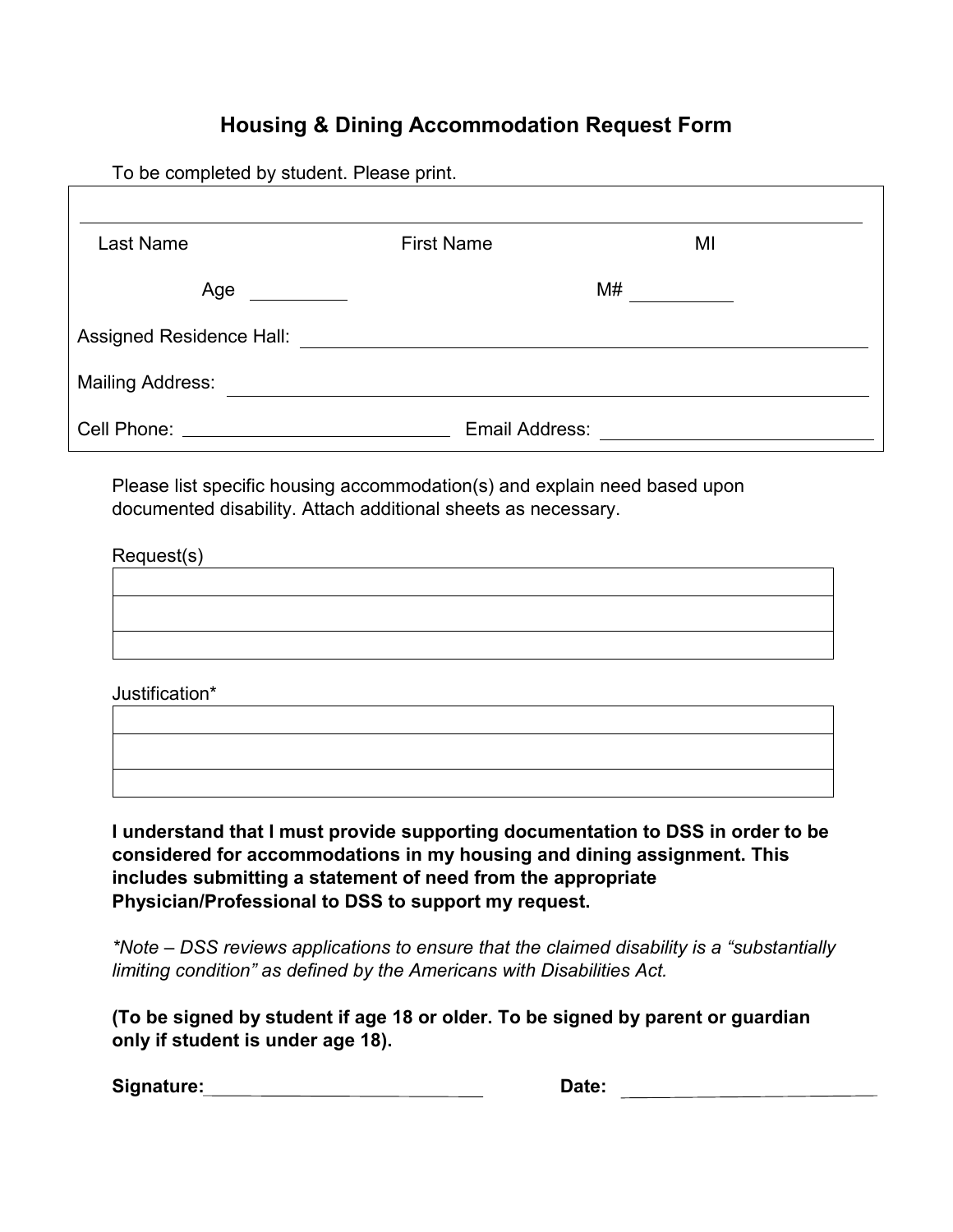# Housing & Dining Accommodation Request Form

To be completed by student. Please print.

| | | |
|---|---|---|
| Last Name | First Name | MI |

Age __________ M# __________

Assigned Residence Hall: ____________________________________________

Mailing Address: ____________________________________________

Cell Phone: __________________________ Email Address: __________________________

Please list specific housing accommodation(s) and explain need based upon documented disability. Attach additional sheets as necessary.

Request(s)

| |
|---|
| |
| |
| |

Justification*

| |
|---|
| |
| |
| |

**I understand that I must provide supporting documentation to DSS in order to be considered for accommodations in my housing and dining assignment. This includes submitting a statement of need from the appropriate Physician/Professional to DSS to support my request.**

*\*Note – DSS reviews applications to ensure that the claimed disability is a "substantially limiting condition" as defined by the Americans with Disabilities Act.*

**(To be signed by student if age 18 or older. To be signed by parent or guardian only if student is under age 18).**

**Signature:** ______________________________ **Date:** ______________________________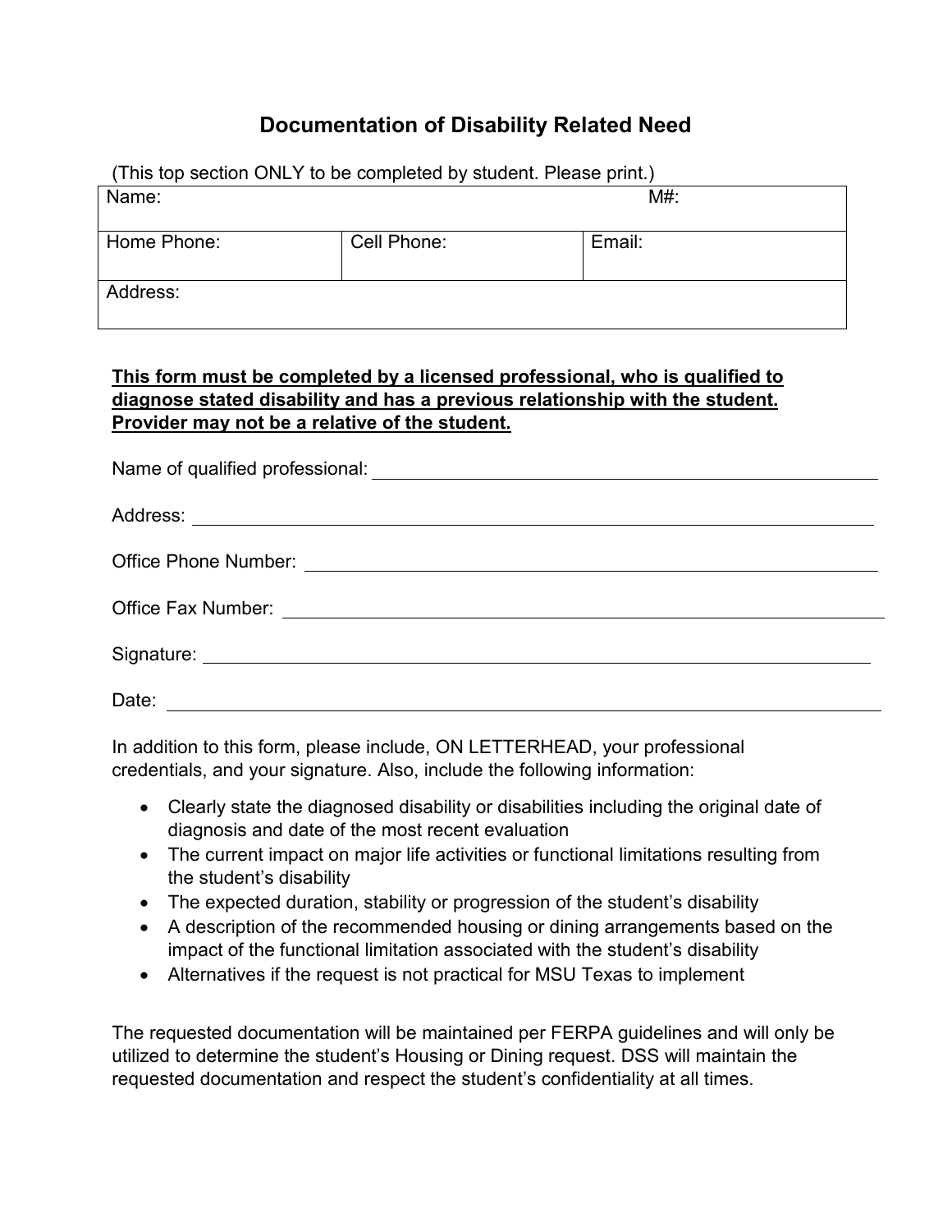# Documentation of Disability Related Need

(This top section ONLY to be completed by student. Please print.)

| | | |
|---|---|---|
| Name: | | M#: |
| Home Phone: | Cell Phone: | Email: |
| Address: | | |

**<u>This form must be completed by a licensed professional, who is qualified to diagnose stated disability and has a previous relationship with the student. Provider may not be a relative of the student.</u>**

Name of qualified professional: ______________________________________________

Address: ______________________________________________

Office Phone Number: ______________________________________________

Office Fax Number: ______________________________________________

Signature: ______________________________________________

Date: ______________________________________________

In addition to this form, please include, ON LETTERHEAD, your professional credentials, and your signature. Also, include the following information:

- Clearly state the diagnosed disability or disabilities including the original date of diagnosis and date of the most recent evaluation
- The current impact on major life activities or functional limitations resulting from the student's disability
- The expected duration, stability or progression of the student's disability
- A description of the recommended housing or dining arrangements based on the impact of the functional limitation associated with the student's disability
- Alternatives if the request is not practical for MSU Texas to implement

The requested documentation will be maintained per FERPA guidelines and will only be utilized to determine the student's Housing or Dining request. DSS will maintain the requested documentation and respect the student's confidentiality at all times.